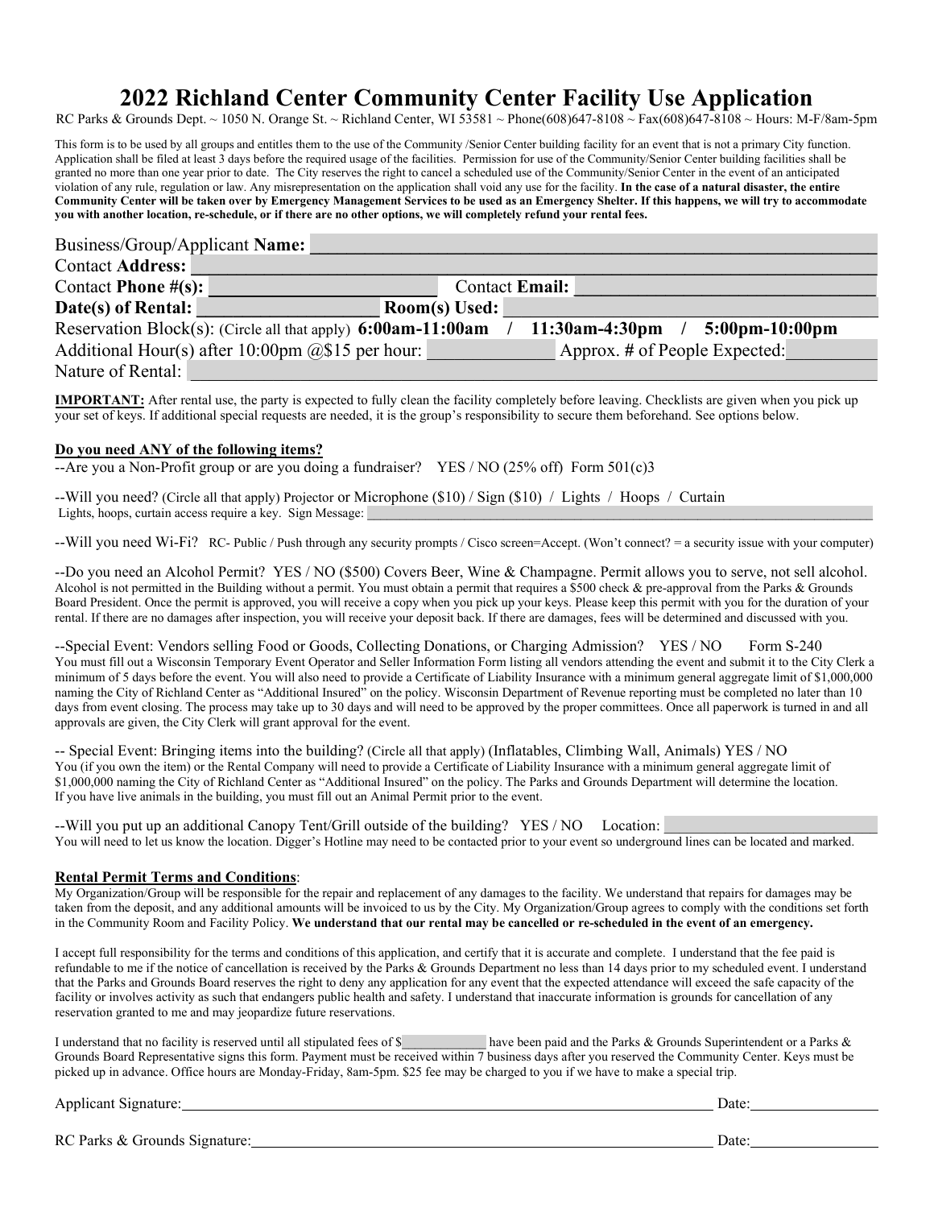# 2022 Richland Center Community Center Facility Use Application

RC Parks & Grounds Dept. ~ 1050 N. Orange St. ~ Richland Center, WI 53581 ~ Phone(608)647-8108 ~ Fax(608)647-8108 ~ Hours: M-F/8am-5pm

This form is to be used by all groups and entitles them to the use of the Community /Senior Center building facility for an event that is not a primary City function. Application shall be filed at least 3 days before the required usage of the facilities. Permission for use of the Community/Senior Center building facilities shall be granted no more than one year prior to date. The City reserves the right to cancel a scheduled use of the Community/Senior Center in the event of an anticipated violation of any rule, regulation or law. Any misrepresentation on the application shall void any use for the facility. **In the case of a natural disaster, the entire Community Center will be taken over by Emergency Management Services to be used as an Emergency Shelter. If this happens, we will try to accommodate you with another location, re-schedule, or if there are no other options, we will completely refund your rental fees.**

Business/Group/Applicant **Name:** ______________________________

Contact **Address:** ______________________________

Contact **Phone #(s):** ______________ Contact **Email:** ______________

**Date(s) of Rental:** ______________ **Room(s) Used:** ______________

Reservation Block(s): (Circle all that apply) **6:00am-11:00am / 11:30am-4:30pm / 5:00pm-10:00pm**

Additional Hour(s) after 10:00pm @$15 per hour: __________ Approx. # of People Expected: __________

Nature of Rental: ______________________________

**IMPORTANT:** After rental use, the party is expected to fully clean the facility completely before leaving. Checklists are given when you pick up your set of keys. If additional special requests are needed, it is the group's responsibility to secure them beforehand. See options below.

**Do you need ANY of the following items?**

--Are you a Non-Profit group or are you doing a fundraiser? YES / NO (25% off) Form 501(c)3

--Will you need? (Circle all that apply) Projector or Microphone ($10) / Sign ($10) / Lights / Hoops / Curtain
Lights, hoops, curtain access require a key. Sign Message: ______________________________

--Will you need Wi-Fi? RC- Public / Push through any security prompts / Cisco screen=Accept. (Won't connect? = a security issue with your computer)

--Do you need an Alcohol Permit? YES / NO ($500) Covers Beer, Wine & Champagne. Permit allows you to serve, not sell alcohol.
Alcohol is not permitted in the Building without a permit. You must obtain a permit that requires a $500 check & pre-approval from the Parks & Grounds Board President. Once the permit is approved, you will receive a copy when you pick up your keys. Please keep this permit with you for the duration of your rental. If there are no damages after inspection, you will receive your deposit back. If there are damages, fees will be determined and discussed with you.

--Special Event: Vendors selling Food or Goods, Collecting Donations, or Charging Admission? YES / NO Form S-240
You must fill out a Wisconsin Temporary Event Operator and Seller Information Form listing all vendors attending the event and submit it to the City Clerk a minimum of 5 days before the event. You will also need to provide a Certificate of Liability Insurance with a minimum general aggregate limit of $1,000,000 naming the City of Richland Center as "Additional Insured" on the policy. Wisconsin Department of Revenue reporting must be completed no later than 10 days from event closing. The process may take up to 30 days and will need to be approved by the proper committees. Once all paperwork is turned in and all approvals are given, the City Clerk will grant approval for the event.

-- Special Event: Bringing items into the building? (Circle all that apply) (Inflatables, Climbing Wall, Animals) YES / NO
You (if you own the item) or the Rental Company will need to provide a Certificate of Liability Insurance with a minimum general aggregate limit of $1,000,000 naming the City of Richland Center as "Additional Insured" on the policy. The Parks and Grounds Department will determine the location. If you have live animals in the building, you must fill out an Animal Permit prior to the event.

--Will you put up an additional Canopy Tent/Grill outside of the building? YES / NO Location: ______________
You will need to let us know the location. Digger's Hotline may need to be contacted prior to your event so underground lines can be located and marked.

**Rental Permit Terms and Conditions**:

My Organization/Group will be responsible for the repair and replacement of any damages to the facility. We understand that repairs for damages may be taken from the deposit, and any additional amounts will be invoiced to us by the City. My Organization/Group agrees to comply with the conditions set forth in the Community Room and Facility Policy. **We understand that our rental may be cancelled or re-scheduled in the event of an emergency.**

I accept full responsibility for the terms and conditions of this application, and certify that it is accurate and complete. I understand that the fee paid is refundable to me if the notice of cancellation is received by the Parks & Grounds Department no less than 14 days prior to my scheduled event. I understand that the Parks and Grounds Board reserves the right to deny any application for any event that the expected attendance will exceed the safe capacity of the facility or involves activity as such that endangers public health and safety. I understand that inaccurate information is grounds for cancellation of any reservation granted to me and may jeopardize future reservations.

I understand that no facility is reserved until all stipulated fees of $__________ have been paid and the Parks & Grounds Superintendent or a Parks & Grounds Board Representative signs this form. Payment must be received within 7 business days after you reserved the Community Center. Keys must be picked up in advance. Office hours are Monday-Friday, 8am-5pm. $25 fee may be charged to you if we have to make a special trip.

Applicant Signature: ______________________________ Date: __________

RC Parks & Grounds Signature: ______________________________ Date: __________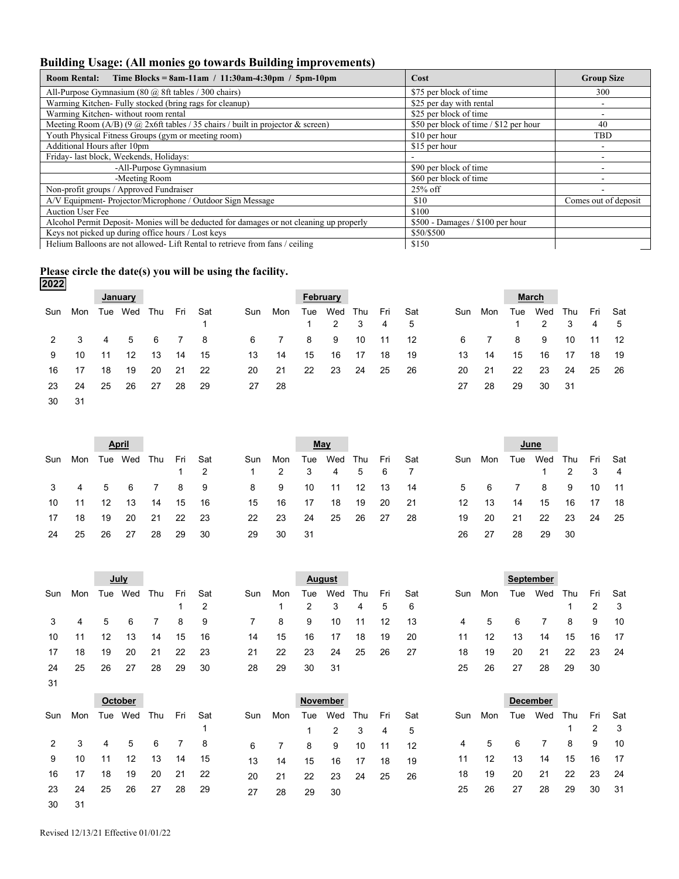## Building Usage: (All monies go towards Building improvements)

| Room Rental: Time Blocks = 8am-11am / 11:30am-4:30pm / 5pm-10pm | Cost | Group Size |
|---|---|---|
| All-Purpose Gymnasium (80 @ 8ft tables / 300 chairs) | $75 per block of time | 300 |
| Warming Kitchen- Fully stocked (bring rags for cleanup) | $25 per day with rental | - |
| Warming Kitchen- without room rental | $25 per block of time | - |
| Meeting Room (A/B) (9 @ 2x6ft tables / 35 chairs / built in projector & screen) | $50 per block of time / $12 per hour | 40 |
| Youth Physical Fitness Groups (gym or meeting room) | $10 per hour | TBD |
| Additional Hours after 10pm | $15 per hour | - |
| Friday- last block, Weekends, Holidays: | - | - |
| -All-Purpose Gymnasium | $90 per block of time | - |
| -Meeting Room | $60 per block of time | - |
| Non-profit groups / Approved Fundraiser | 25% off | - |
| A/V Equipment- Projector/Microphone / Outdoor Sign Message | $10 | Comes out of deposit |
| Auction User Fee | $100 | |
| Alcohol Permit Deposit- Monies will be deducted for damages or not cleaning up properly | $500 - Damages / $100 per hour | |
| Keys not picked up during office hours / Lost keys | $50/$500 | |
| Helium Balloons are not allowed- Lift Rental to retrieve from fans / ceiling | $150 | |

**Please circle the date(s) you will be using the facility.**

**2022**

**January**

| Sun | Mon | Tue | Wed | Thu | Fri | Sat |
|---|---|---|---|---|---|---|
| | | | | | | 1 |
| 2 | 3 | 4 | 5 | 6 | 7 | 8 |
| 9 | 10 | 11 | 12 | 13 | 14 | 15 |
| 16 | 17 | 18 | 19 | 20 | 21 | 22 |
| 23 | 24 | 25 | 26 | 27 | 28 | 29 |
| 30 | 31 | | | | | |

**February**

| Sun | Mon | Tue | Wed | Thu | Fri | Sat |
|---|---|---|---|---|---|---|
| | | 1 | 2 | 3 | 4 | 5 |
| 6 | 7 | 8 | 9 | 10 | 11 | 12 |
| 13 | 14 | 15 | 16 | 17 | 18 | 19 |
| 20 | 21 | 22 | 23 | 24 | 25 | 26 |
| 27 | 28 | | | | | |

**March**

| Sun | Mon | Tue | Wed | Thu | Fri | Sat |
|---|---|---|---|---|---|---|
| | | 1 | 2 | 3 | 4 | 5 |
| 6 | 7 | 8 | 9 | 10 | 11 | 12 |
| 13 | 14 | 15 | 16 | 17 | 18 | 19 |
| 20 | 21 | 22 | 23 | 24 | 25 | 26 |
| 27 | 28 | 29 | 30 | 31 | | |

**April**

| Sun | Mon | Tue | Wed | Thu | Fri | Sat |
|---|---|---|---|---|---|---|
| | | | | | 1 | 2 |
| 3 | 4 | 5 | 6 | 7 | 8 | 9 |
| 10 | 11 | 12 | 13 | 14 | 15 | 16 |
| 17 | 18 | 19 | 20 | 21 | 22 | 23 |
| 24 | 25 | 26 | 27 | 28 | 29 | 30 |

**May**

| Sun | Mon | Tue | Wed | Thu | Fri | Sat |
|---|---|---|---|---|---|---|
| 1 | 2 | 3 | 4 | 5 | 6 | 7 |
| 8 | 9 | 10 | 11 | 12 | 13 | 14 |
| 15 | 16 | 17 | 18 | 19 | 20 | 21 |
| 22 | 23 | 24 | 25 | 26 | 27 | 28 |
| 29 | 30 | 31 | | | | |

**June**

| Sun | Mon | Tue | Wed | Thu | Fri | Sat |
|---|---|---|---|---|---|---|
| | | | 1 | 2 | 3 | 4 |
| 5 | 6 | 7 | 8 | 9 | 10 | 11 |
| 12 | 13 | 14 | 15 | 16 | 17 | 18 |
| 19 | 20 | 21 | 22 | 23 | 24 | 25 |
| 26 | 27 | 28 | 29 | 30 | | |

**July**

| Sun | Mon | Tue | Wed | Thu | Fri | Sat |
|---|---|---|---|---|---|---|
| | | | | | 1 | 2 |
| 3 | 4 | 5 | 6 | 7 | 8 | 9 |
| 10 | 11 | 12 | 13 | 14 | 15 | 16 |
| 17 | 18 | 19 | 20 | 21 | 22 | 23 |
| 24 | 25 | 26 | 27 | 28 | 29 | 30 |
| 31 | | | | | | |

**August**

| Sun | Mon | Tue | Wed | Thu | Fri | Sat |
|---|---|---|---|---|---|---|
| | 1 | 2 | 3 | 4 | 5 | 6 |
| 7 | 8 | 9 | 10 | 11 | 12 | 13 |
| 14 | 15 | 16 | 17 | 18 | 19 | 20 |
| 21 | 22 | 23 | 24 | 25 | 26 | 27 |
| 28 | 29 | 30 | 31 | | | |

**September**

| Sun | Mon | Tue | Wed | Thu | Fri | Sat |
|---|---|---|---|---|---|---|
| | | | | 1 | 2 | 3 |
| 4 | 5 | 6 | 7 | 8 | 9 | 10 |
| 11 | 12 | 13 | 14 | 15 | 16 | 17 |
| 18 | 19 | 20 | 21 | 22 | 23 | 24 |
| 25 | 26 | 27 | 28 | 29 | 30 | |

**October**

| Sun | Mon | Tue | Wed | Thu | Fri | Sat |
|---|---|---|---|---|---|---|
| | | | | | | 1 |
| 2 | 3 | 4 | 5 | 6 | 7 | 8 |
| 9 | 10 | 11 | 12 | 13 | 14 | 15 |
| 16 | 17 | 18 | 19 | 20 | 21 | 22 |
| 23 | 24 | 25 | 26 | 27 | 28 | 29 |
| 30 | 31 | | | | | |

**November**

| Sun | Mon | Tue | Wed | Thu | Fri | Sat |
|---|---|---|---|---|---|---|
| | | 1 | 2 | 3 | 4 | 5 |
| 6 | 7 | 8 | 9 | 10 | 11 | 12 |
| 13 | 14 | 15 | 16 | 17 | 18 | 19 |
| 20 | 21 | 22 | 23 | 24 | 25 | 26 |
| 27 | 28 | 29 | 30 | | | |

**December**

| Sun | Mon | Tue | Wed | Thu | Fri | Sat |
|---|---|---|---|---|---|---|
| | | | | 1 | 2 | 3 |
| 4 | 5 | 6 | 7 | 8 | 9 | 10 |
| 11 | 12 | 13 | 14 | 15 | 16 | 17 |
| 18 | 19 | 20 | 21 | 22 | 23 | 24 |
| 25 | 26 | 27 | 28 | 29 | 30 | 31 |

Revised 12/13/21 Effective 01/01/22